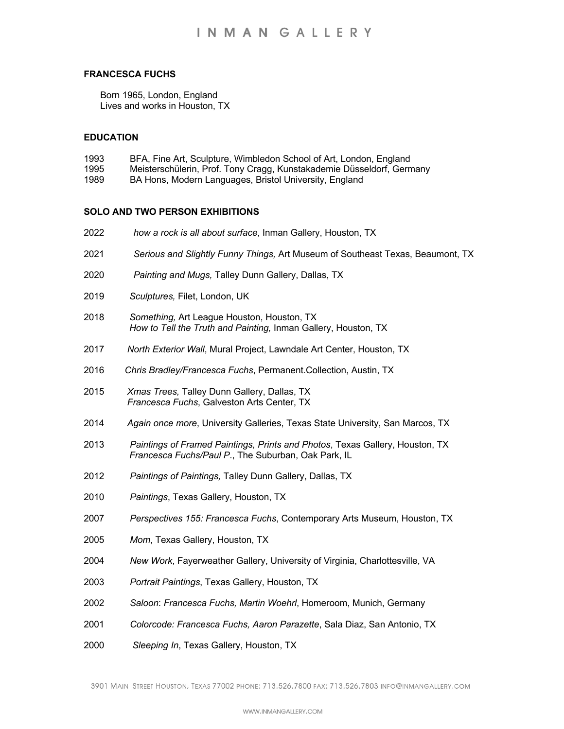# FRANCESCA FUCHS

Born 1965, London, England
Lives and works in Houston, TX

## EDUCATION

1993 BFA, Fine Art, Sculpture, Wimbledon School of Art, London, England
1995 Meisterschülerin, Prof. Tony Cragg, Kunstakademie Düsseldorf, Germany
1989 BA Hons, Modern Languages, Bristol University, England

## SOLO AND TWO PERSON EXHIBITIONS

2022 *how a rock is all about surface*, Inman Gallery, Houston, TX

2021 *Serious and Slightly Funny Things,* Art Museum of Southeast Texas, Beaumont, TX

2020 *Painting and Mugs,* Talley Dunn Gallery, Dallas, TX

2019 *Sculptures,* Filet, London, UK

2018 *Something,* Art League Houston, Houston, TX
*How to Tell the Truth and Painting,* Inman Gallery, Houston, TX

2017 *North Exterior Wall*, Mural Project, Lawndale Art Center, Houston, TX

2016 *Chris Bradley/Francesca Fuchs*, Permanent.Collection, Austin, TX

2015 *Xmas Trees,* Talley Dunn Gallery, Dallas, TX
*Francesca Fuchs*, Galveston Arts Center, TX

2014 *Again once more*, University Galleries, Texas State University, San Marcos, TX

2013 *Paintings of Framed Paintings, Prints and Photos*, Texas Gallery, Houston, TX
*Francesca Fuchs/Paul P*., The Suburban, Oak Park, IL

2012 *Paintings of Paintings,* Talley Dunn Gallery, Dallas, TX

2010 *Paintings*, Texas Gallery, Houston, TX

2007 *Perspectives 155: Francesca Fuchs*, Contemporary Arts Museum, Houston, TX

2005 *Mom*, Texas Gallery, Houston, TX

2004 *New Work*, Fayerweather Gallery, University of Virginia, Charlottesville, VA

2003 *Portrait Paintings*, Texas Gallery, Houston, TX

2002 *Saloon*: *Francesca Fuchs, Martin Woehrl*, Homeroom, Munich, Germany

2001 *Colorcode: Francesca Fuchs, Aaron Parazette*, Sala Diaz, San Antonio, TX

2000 *Sleeping In*, Texas Gallery, Houston, TX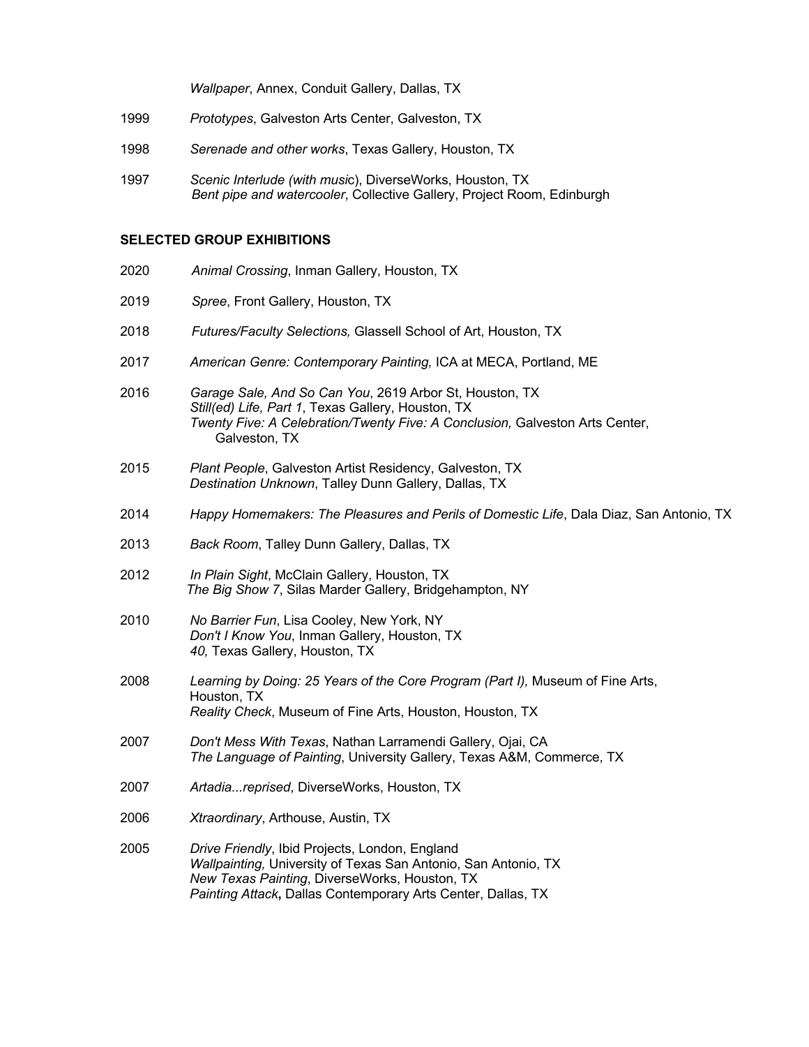*Wallpaper*, Annex, Conduit Gallery, Dallas, TX

1999 *Prototypes*, Galveston Arts Center, Galveston, TX

1998 *Serenade and other works*, Texas Gallery, Houston, TX

1997 *Scenic Interlude (with music*), DiverseWorks, Houston, TX
*Bent pipe and watercooler*, Collective Gallery, Project Room, Edinburgh

**SELECTED GROUP EXHIBITIONS**

2020 *Animal Crossing*, Inman Gallery, Houston, TX

2019 *Spree*, Front Gallery, Houston, TX

2018 *Futures/Faculty Selections,* Glassell School of Art, Houston, TX

2017 *American Genre: Contemporary Painting,* ICA at MECA, Portland, ME

2016 *Garage Sale, And So Can You*, 2619 Arbor St, Houston, TX
*Still(ed) Life, Part 1*, Texas Gallery, Houston, TX
*Twenty Five: A Celebration/Twenty Five: A Conclusion,* Galveston Arts Center, Galveston, TX

2015 *Plant People*, Galveston Artist Residency, Galveston, TX
*Destination Unknown*, Talley Dunn Gallery, Dallas, TX

2014 *Happy Homemakers: The Pleasures and Perils of Domestic Life*, Dala Diaz, San Antonio, TX

2013 *Back Room*, Talley Dunn Gallery, Dallas, TX

2012 *In Plain Sight*, McClain Gallery, Houston, TX
*The Big Show 7*, Silas Marder Gallery, Bridgehampton, NY

2010 *No Barrier Fun*, Lisa Cooley, New York, NY
*Don't I Know You*, Inman Gallery, Houston, TX
*40,* Texas Gallery, Houston, TX

2008 *Learning by Doing: 25 Years of the Core Program (Part I),* Museum of Fine Arts, Houston, TX
*Reality Check*, Museum of Fine Arts, Houston, Houston, TX

2007 *Don't Mess With Texas*, Nathan Larramendi Gallery, Ojai, CA
*The Language of Painting*, University Gallery, Texas A&M, Commerce, TX

2007 *Artadia...reprised*, DiverseWorks, Houston, TX

2006 *Xtraordinary*, Arthouse, Austin, TX

2005 *Drive Friendly*, Ibid Projects, London, England
*Wallpainting,* University of Texas San Antonio, San Antonio, TX
*New Texas Painting*, DiverseWorks, Houston, TX
*Painting Attack***,** Dallas Contemporary Arts Center, Dallas, TX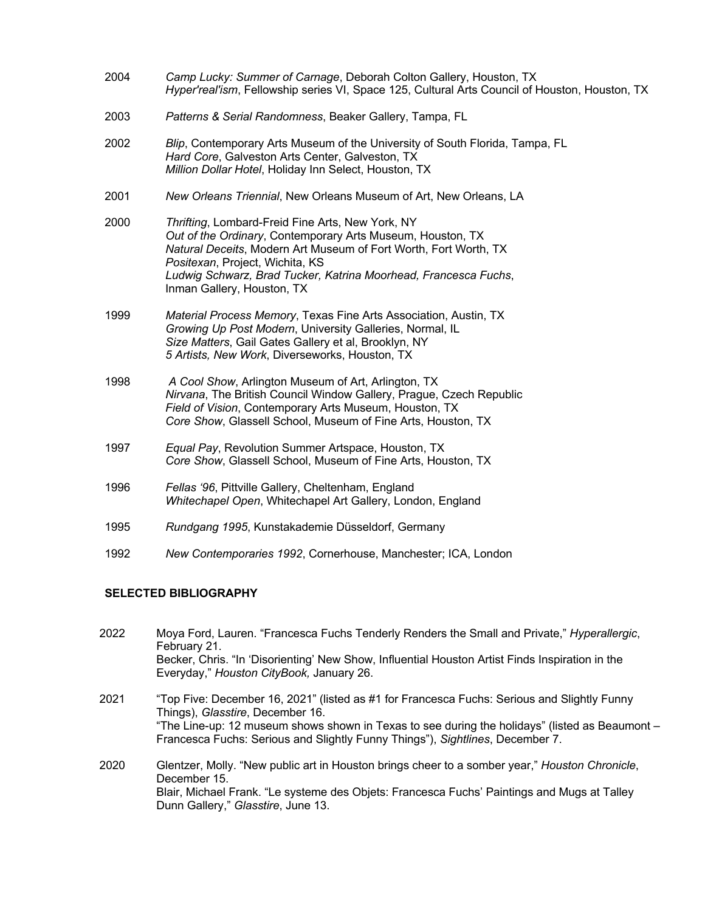2004 *Camp Lucky: Summer of Carnage*, Deborah Colton Gallery, Houston, TX
*Hyper'real'ism*, Fellowship series VI, Space 125, Cultural Arts Council of Houston, Houston, TX

2003 *Patterns & Serial Randomness*, Beaker Gallery, Tampa, FL

2002 *Blip*, Contemporary Arts Museum of the University of South Florida, Tampa, FL
*Hard Core*, Galveston Arts Center, Galveston, TX
*Million Dollar Hotel*, Holiday Inn Select, Houston, TX

2001 *New Orleans Triennial*, New Orleans Museum of Art, New Orleans, LA

2000 *Thrifting*, Lombard-Freid Fine Arts, New York, NY
*Out of the Ordinary*, Contemporary Arts Museum, Houston, TX
*Natural Deceits*, Modern Art Museum of Fort Worth, Fort Worth, TX
*Positexan*, Project, Wichita, KS
*Ludwig Schwarz, Brad Tucker, Katrina Moorhead, Francesca Fuchs*, Inman Gallery, Houston, TX

1999 *Material Process Memory*, Texas Fine Arts Association, Austin, TX
*Growing Up Post Modern*, University Galleries, Normal, IL
*Size Matters*, Gail Gates Gallery et al, Brooklyn, NY
*5 Artists, New Work*, Diverseworks, Houston, TX

1998 *A Cool Show*, Arlington Museum of Art, Arlington, TX
*Nirvana*, The British Council Window Gallery, Prague, Czech Republic
*Field of Vision*, Contemporary Arts Museum, Houston, TX
*Core Show*, Glassell School, Museum of Fine Arts, Houston, TX

1997 *Equal Pay*, Revolution Summer Artspace, Houston, TX
*Core Show*, Glassell School, Museum of Fine Arts, Houston, TX

1996 *Fellas '96*, Pittville Gallery, Cheltenham, England
*Whitechapel Open*, Whitechapel Art Gallery, London, England

1995 *Rundgang 1995*, Kunstakademie Düsseldorf, Germany

1992 *New Contemporaries 1992*, Cornerhouse, Manchester; ICA, London

**SELECTED BIBLIOGRAPHY**

2022 Moya Ford, Lauren. "Francesca Fuchs Tenderly Renders the Small and Private," *Hyperallergic*, February 21.
Becker, Chris. "In 'Disorienting' New Show, Influential Houston Artist Finds Inspiration in the Everyday," *Houston CityBook,* January 26.

2021 "Top Five: December 16, 2021" (listed as #1 for Francesca Fuchs: Serious and Slightly Funny Things), *Glasstire*, December 16.
"The Line-up: 12 museum shows shown in Texas to see during the holidays" (listed as Beaumont – Francesca Fuchs: Serious and Slightly Funny Things"), *Sightlines*, December 7.

2020 Glentzer, Molly. "New public art in Houston brings cheer to a somber year," *Houston Chronicle*, December 15.
Blair, Michael Frank. "Le systeme des Objets: Francesca Fuchs' Paintings and Mugs at Talley Dunn Gallery," *Glasstire*, June 13.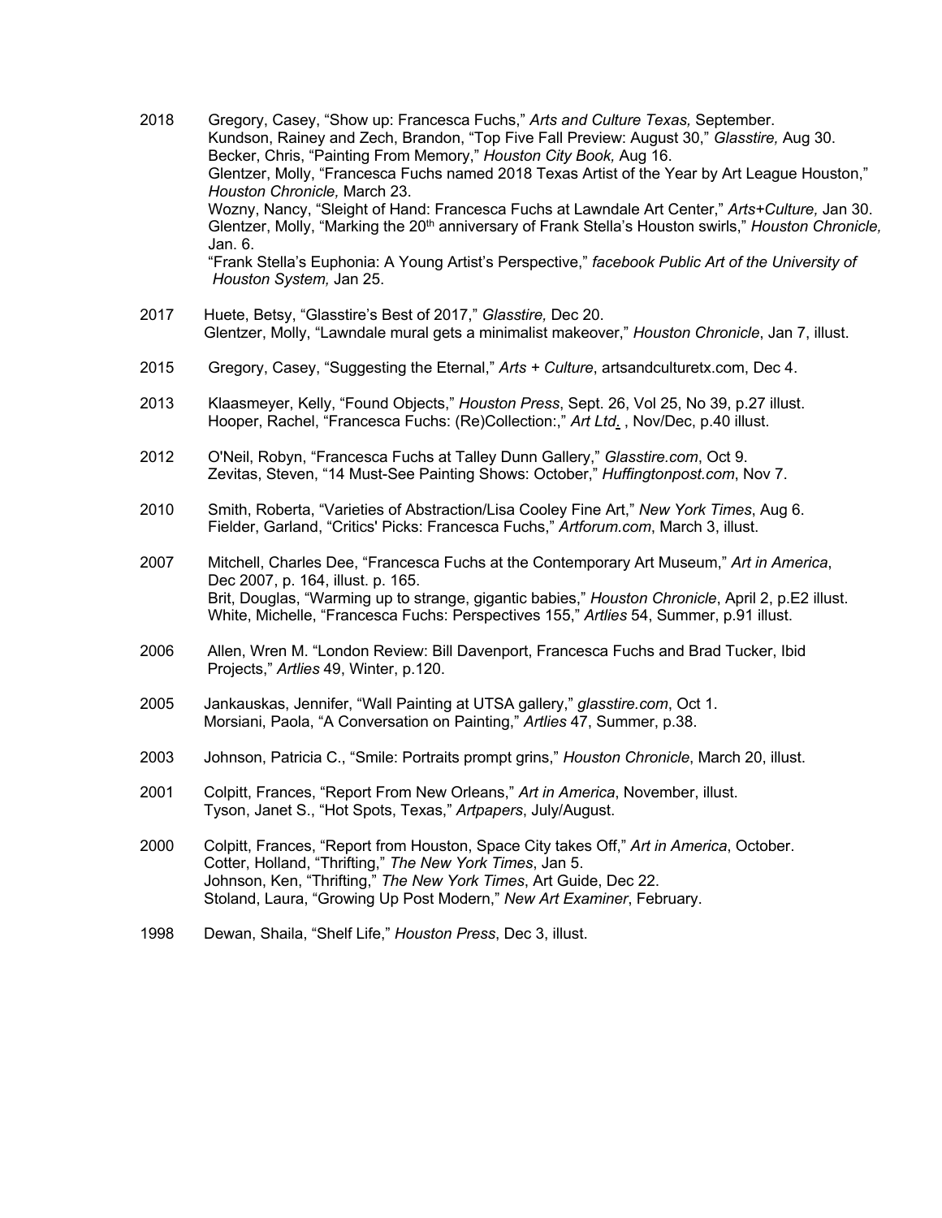2018 Gregory, Casey, "Show up: Francesca Fuchs," *Arts and Culture Texas,* September.
Kundson, Rainey and Zech, Brandon, "Top Five Fall Preview: August 30," *Glasstire,* Aug 30.
Becker, Chris, "Painting From Memory," *Houston City Book,* Aug 16.
Glentzer, Molly, "Francesca Fuchs named 2018 Texas Artist of the Year by Art League Houston," *Houston Chronicle,* March 23.
Wozny, Nancy, "Sleight of Hand: Francesca Fuchs at Lawndale Art Center," *Arts+Culture,* Jan 30.
Glentzer, Molly, "Marking the 20th anniversary of Frank Stella's Houston swirls," *Houston Chronicle,* Jan. 6.
"Frank Stella's Euphonia: A Young Artist's Perspective," *facebook Public Art of the University of Houston System,* Jan 25.

2017 Huete, Betsy, "Glasstire's Best of 2017," *Glasstire,* Dec 20.
Glentzer, Molly, "Lawndale mural gets a minimalist makeover," *Houston Chronicle*, Jan 7, illust.

2015 Gregory, Casey, "Suggesting the Eternal," *Arts + Culture*, artsandculturetx.com, Dec 4.

2013 Klaasmeyer, Kelly, "Found Objects," *Houston Press*, Sept. 26, Vol 25, No 39, p.27 illust.
Hooper, Rachel, "Francesca Fuchs: (Re)Collection:," *Art Ltd.* , Nov/Dec, p.40 illust.

2012 O'Neil, Robyn, "Francesca Fuchs at Talley Dunn Gallery," *Glasstire.com*, Oct 9.
Zevitas, Steven, "14 Must-See Painting Shows: October," *Huffingtonpost.com*, Nov 7.

2010 Smith, Roberta, "Varieties of Abstraction/Lisa Cooley Fine Art," *New York Times*, Aug 6.
Fielder, Garland, "Critics' Picks: Francesca Fuchs," *Artforum.com*, March 3, illust.

2007 Mitchell, Charles Dee, "Francesca Fuchs at the Contemporary Art Museum," *Art in America*, Dec 2007, p. 164, illust. p. 165.
Brit, Douglas, "Warming up to strange, gigantic babies," *Houston Chronicle*, April 2, p.E2 illust.
White, Michelle, "Francesca Fuchs: Perspectives 155," *Artlies* 54, Summer, p.91 illust.

2006 Allen, Wren M. "London Review: Bill Davenport, Francesca Fuchs and Brad Tucker, Ibid Projects," *Artlies* 49, Winter, p.120.

2005 Jankauskas, Jennifer, "Wall Painting at UTSA gallery," *glasstire.com*, Oct 1.
Morsiani, Paola, "A Conversation on Painting," *Artlies* 47, Summer, p.38.

2003 Johnson, Patricia C., "Smile: Portraits prompt grins," *Houston Chronicle*, March 20, illust.

2001 Colpitt, Frances, "Report From New Orleans," *Art in America*, November, illust.
Tyson, Janet S., "Hot Spots, Texas," *Artpapers*, July/August.

2000 Colpitt, Frances, "Report from Houston, Space City takes Off," *Art in America*, October.
Cotter, Holland, "Thrifting," *The New York Times*, Jan 5.
Johnson, Ken, "Thrifting," *The New York Times*, Art Guide, Dec 22.
Stoland, Laura, "Growing Up Post Modern," *New Art Examiner*, February.

1998 Dewan, Shaila, "Shelf Life," *Houston Press*, Dec 3, illust.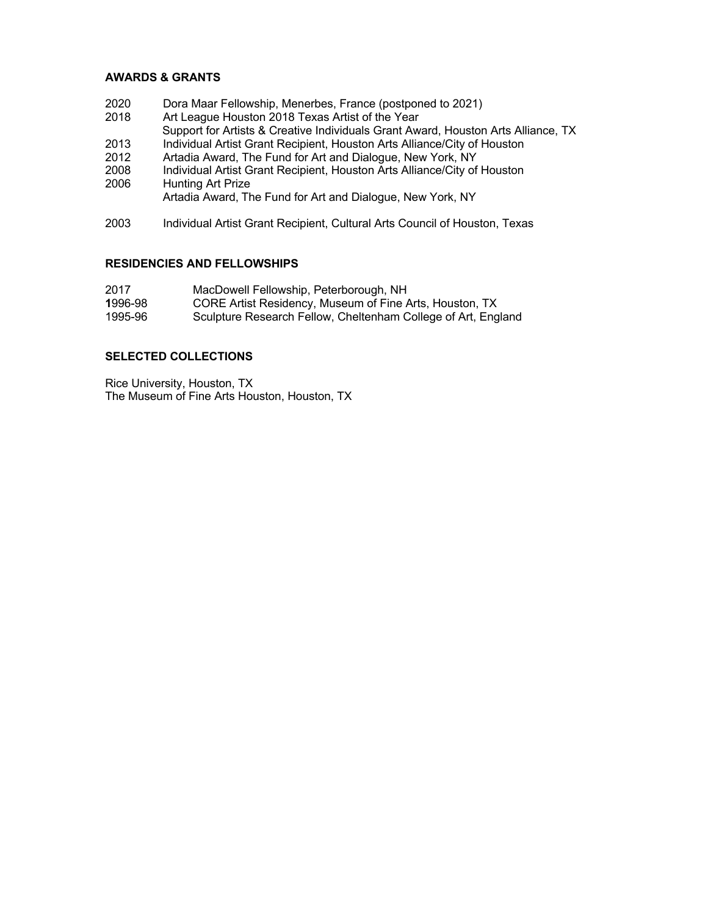**AWARDS & GRANTS**

| | |
|---|---|
| 2020 | Dora Maar Fellowship, Menerbes, France (postponed to 2021) |
| 2018 | Art League Houston 2018 Texas Artist of the Year |
| | Support for Artists & Creative Individuals Grant Award, Houston Arts Alliance, TX |
| 2013 | Individual Artist Grant Recipient, Houston Arts Alliance/City of Houston |
| 2012 | Artadia Award, The Fund for Art and Dialogue, New York, NY |
| 2008 | Individual Artist Grant Recipient, Houston Arts Alliance/City of Houston |
| 2006 | Hunting Art Prize |
| | Artadia Award, The Fund for Art and Dialogue, New York, NY |
| 2003 | Individual Artist Grant Recipient, Cultural Arts Council of Houston, Texas |

**RESIDENCIES AND FELLOWSHIPS**

| | |
|---|---|
| 2017 | MacDowell Fellowship, Peterborough, NH |
| 1996-98 | CORE Artist Residency, Museum of Fine Arts, Houston, TX |
| 1995-96 | Sculpture Research Fellow, Cheltenham College of Art, England |

**SELECTED COLLECTIONS**

Rice University, Houston, TX
The Museum of Fine Arts Houston, Houston, TX